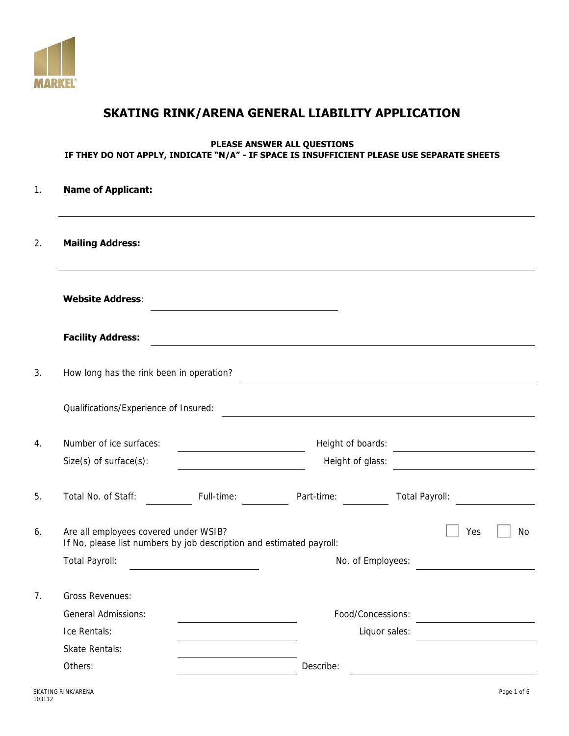# SKATING RINK/ARENA GENERAL LIABILITY APPLICATION

**PLEASE ANSWER ALL QUESTIONS**
**IF THEY DO NOT APPLY, INDICATE "N/A" - IF SPACE IS INSUFFICIENT PLEASE USE SEPARATE SHEETS**

1. **Name of Applicant:** ____________________

2. **Mailing Address:** ____________________

   **Website Address**: ____________________

   **Facility Address:** ____________________

3. How long has the rink been in operation? ____________________

   Qualifications/Experience of Insured: ____________________

4. Number of ice surfaces: __________ Height of boards: __________

   Size(s) of surface(s): __________ Height of glass: __________

5. Total No. of Staff: ______ Full-time: ______ Part-time: ______ Total Payroll: ______

6. Are all employees covered under WSIB? ☐ Yes ☐ No

   If No, please list numbers by job description and estimated payroll:

   Total Payroll: __________ No. of Employees: __________

7. Gross Revenues:

   General Admissions: __________ Food/Concessions: __________

   Ice Rentals: __________ Liquor sales: __________

   Skate Rentals: __________

   Others: __________ Describe: __________

SKATING RINK/ARENA
103112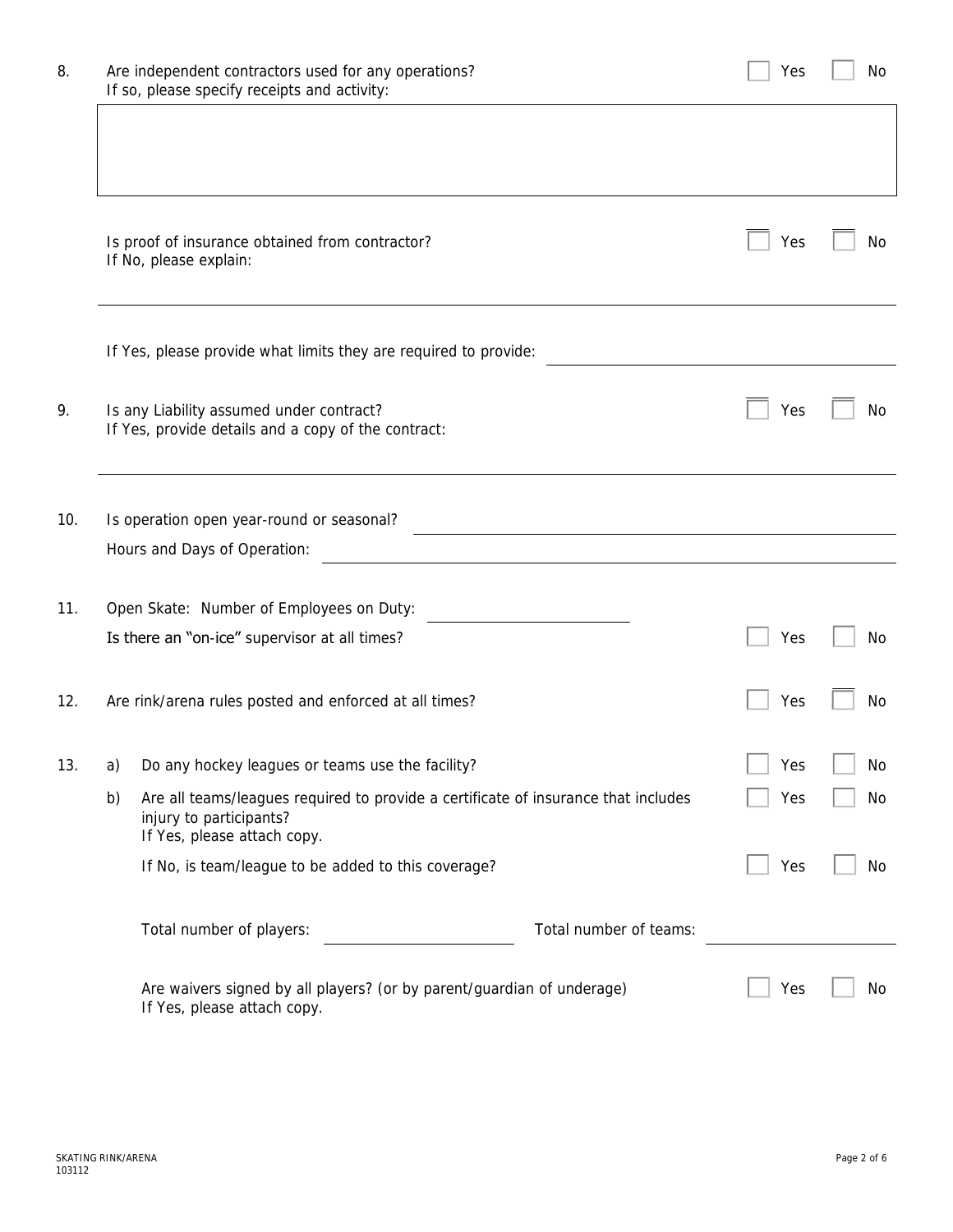8. Are independent contractors used for any operations? ☐ Yes ☐ No
   If so, please specify receipts and activity:

   Is proof of insurance obtained from contractor? ☐ Yes ☐ No
   If No, please explain:

   If Yes, please provide what limits they are required to provide: ______________________

9. Is any Liability assumed under contract? ☐ Yes ☐ No
   If Yes, provide details and a copy of the contract:

10. Is operation open year-round or seasonal? ______________________

    Hours and Days of Operation: ______________________

11. Open Skate: Number of Employees on Duty: ______________________

    Is there an "on-ice" supervisor at all times? ☐ Yes ☐ No

12. Are rink/arena rules posted and enforced at all times? ☐ Yes ☐ No

13. a) Do any hockey leagues or teams use the facility? ☐ Yes ☐ No

    b) Are all teams/leagues required to provide a certificate of insurance that includes injury to participants? ☐ Yes ☐ No
    If Yes, please attach copy.

    If No, is team/league to be added to this coverage? ☐ Yes ☐ No

    Total number of players: ______________ Total number of teams: ______________

    Are waivers signed by all players? (or by parent/guardian of underage) ☐ Yes ☐ No
    If Yes, please attach copy.

SKATING RINK/ARENA
103112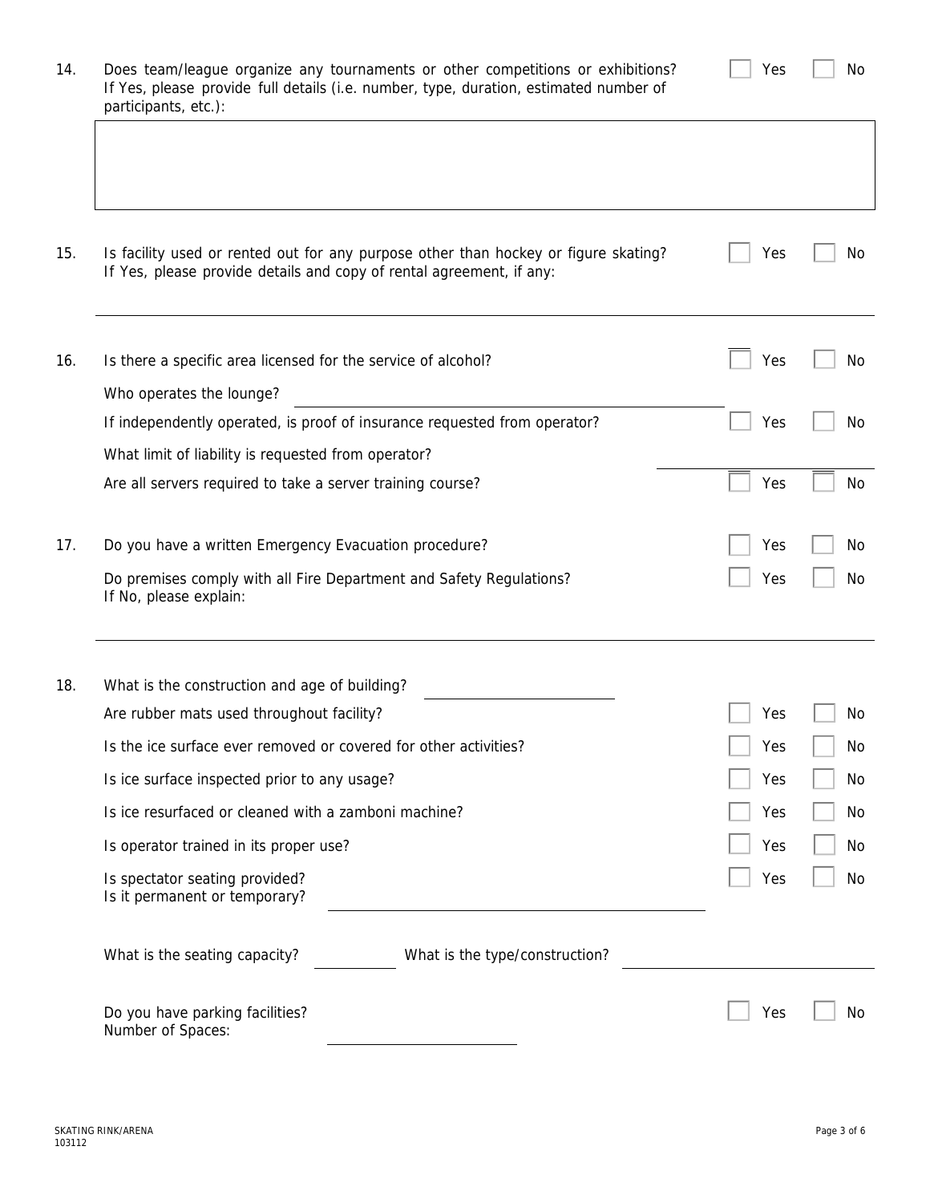14. Does team/league organize any tournaments or other competitions or exhibitions? ☐ Yes ☐ No
If Yes, please provide full details (i.e. number, type, duration, estimated number of participants, etc.):

15. Is facility used or rented out for any purpose other than hockey or figure skating? ☐ Yes ☐ No
If Yes, please provide details and copy of rental agreement, if any:

16. Is there a specific area licensed for the service of alcohol? ☐ Yes ☐ No

Who operates the lounge? ____________________

If independently operated, is proof of insurance requested from operator? ☐ Yes ☐ No

What limit of liability is requested from operator? ____________________

Are all servers required to take a server training course? ☐ Yes ☐ No

17. Do you have a written Emergency Evacuation procedure? ☐ Yes ☐ No

Do premises comply with all Fire Department and Safety Regulations? ☐ Yes ☐ No
If No, please explain:

18. What is the construction and age of building? ____________________

Are rubber mats used throughout facility? ☐ Yes ☐ No

Is the ice surface ever removed or covered for other activities? ☐ Yes ☐ No

Is ice surface inspected prior to any usage? ☐ Yes ☐ No

Is ice resurfaced or cleaned with a zamboni machine? ☐ Yes ☐ No

Is operator trained in its proper use? ☐ Yes ☐ No

Is spectator seating provided? ☐ Yes ☐ No
Is it permanent or temporary? ____________________

What is the seating capacity? __________ What is the type/construction? ____________________

Do you have parking facilities? ☐ Yes ☐ No
Number of Spaces: ____________________

SKATING RINK/ARENA
103112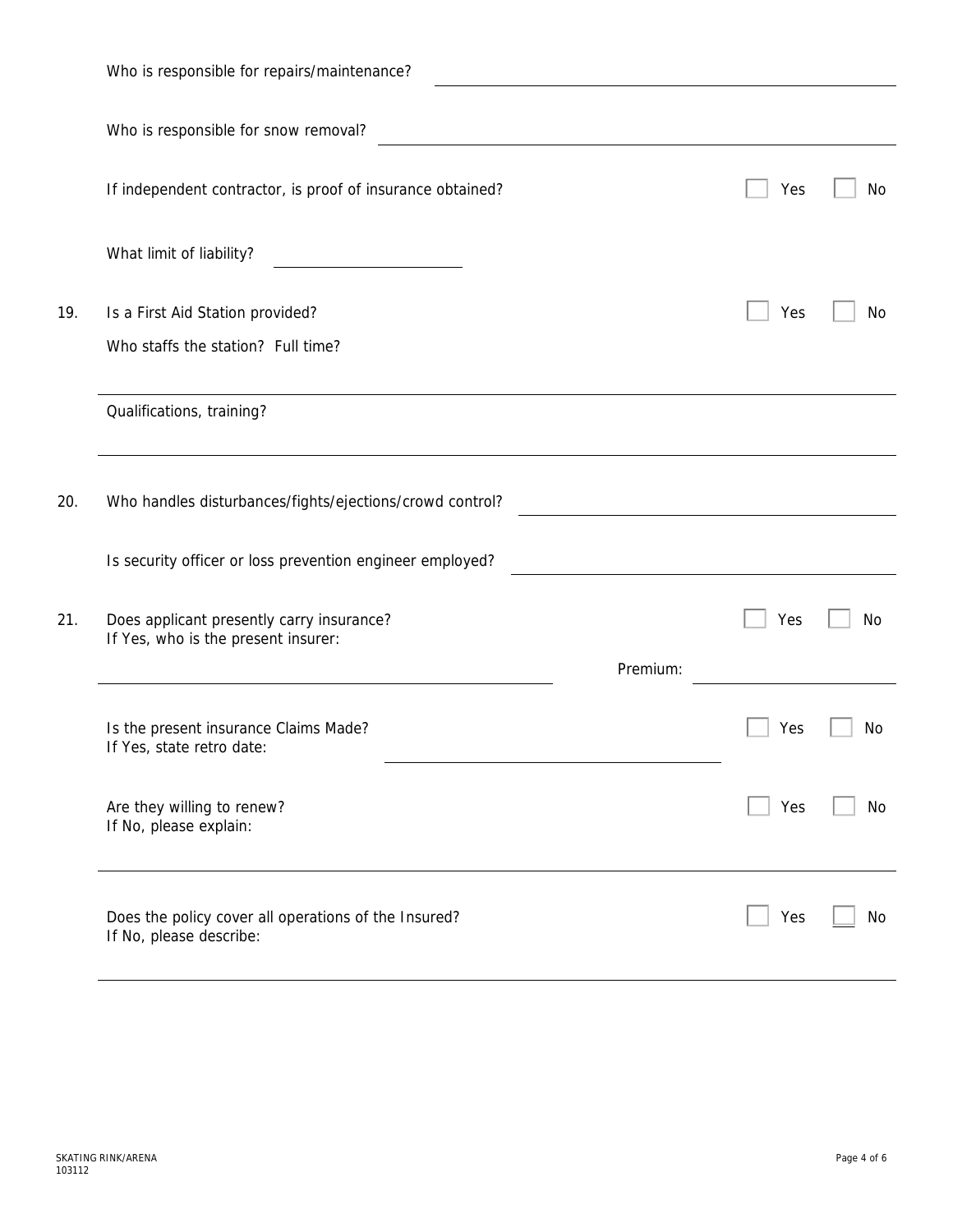Who is responsible for repairs/maintenance? \_\_\_\_\_\_\_\_\_\_\_\_\_\_\_\_\_\_\_\_

Who is responsible for snow removal? \_\_\_\_\_\_\_\_\_\_\_\_\_\_\_\_\_\_\_\_

If independent contractor, is proof of insurance obtained? ☐ Yes ☐ No

What limit of liability? \_\_\_\_\_\_\_\_\_\_\_\_\_\_\_\_\_\_\_\_

19. Is a First Aid Station provided? ☐ Yes ☐ No

Who staffs the station? Full time?

\_\_\_\_\_\_\_\_\_\_\_\_\_\_\_\_\_\_\_\_

Qualifications, training?

\_\_\_\_\_\_\_\_\_\_\_\_\_\_\_\_\_\_\_\_

20. Who handles disturbances/fights/ejections/crowd control? \_\_\_\_\_\_\_\_\_\_\_\_\_\_\_\_\_\_\_\_

Is security officer or loss prevention engineer employed? \_\_\_\_\_\_\_\_\_\_\_\_\_\_\_\_\_\_\_\_

21. Does applicant presently carry insurance? ☐ Yes ☐ No
If Yes, who is the present insurer:

\_\_\_\_\_\_\_\_\_\_\_\_\_\_\_\_\_\_\_\_ Premium: \_\_\_\_\_\_\_\_\_\_\_\_\_\_\_\_\_\_\_\_

Is the present insurance Claims Made? ☐ Yes ☐ No
If Yes, state retro date: \_\_\_\_\_\_\_\_\_\_\_\_\_\_\_\_\_\_\_\_

Are they willing to renew? ☐ Yes ☐ No
If No, please explain:

\_\_\_\_\_\_\_\_\_\_\_\_\_\_\_\_\_\_\_\_

Does the policy cover all operations of the Insured? ☐ Yes ☐ No
If No, please describe:

\_\_\_\_\_\_\_\_\_\_\_\_\_\_\_\_\_\_\_\_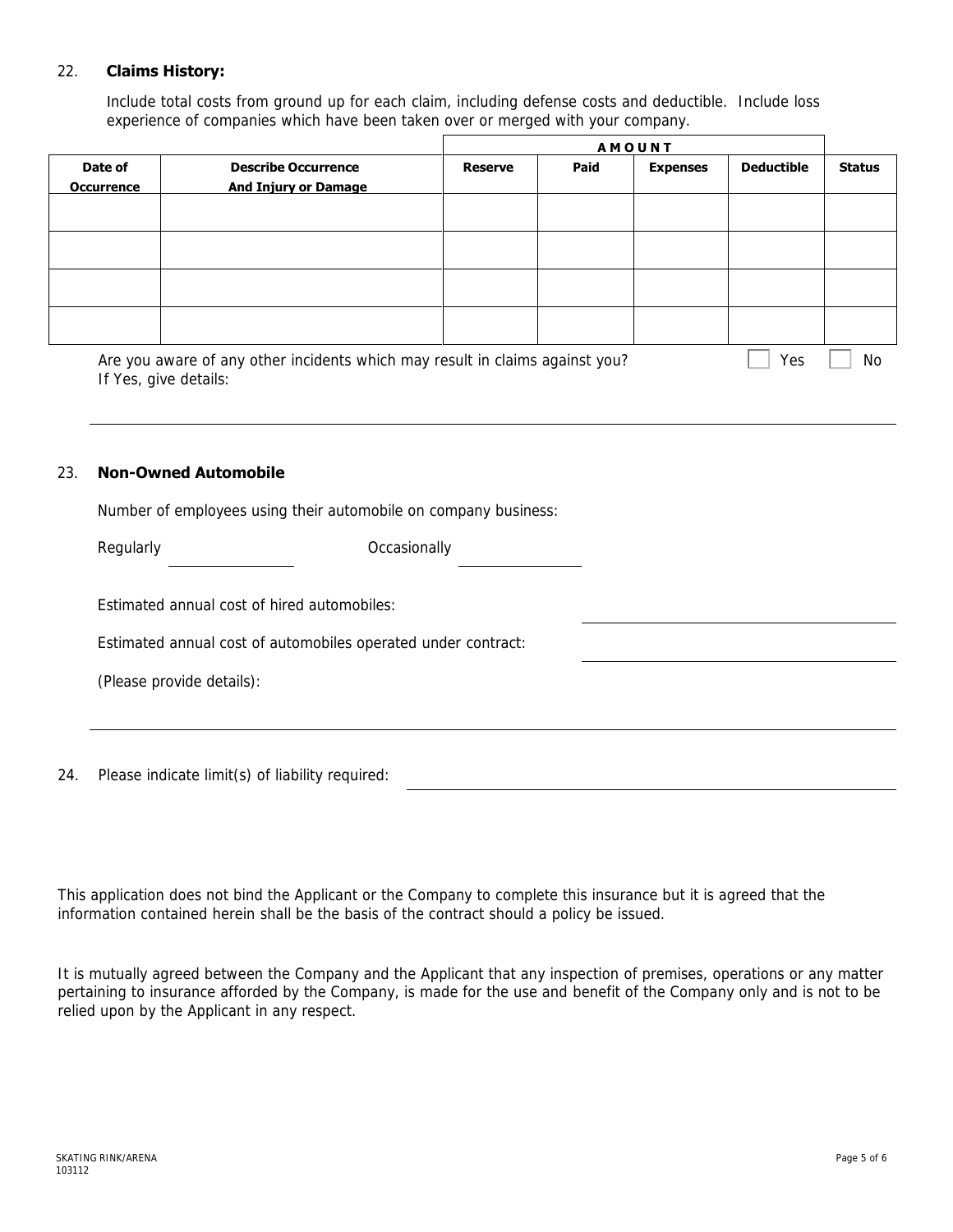## 22. **Claims History:**

Include total costs from ground up for each claim, including defense costs and deductible. Include loss experience of companies which have been taken over or merged with your company.

| | | AMOUNT | | | | |
|---|---|---|---|---|---|---|
| **Date of Occurrence** | **Describe Occurrence And Injury or Damage** | **Reserve** | **Paid** | **Expenses** | **Deductible** | **Status** |
| | | | | | | |
| | | | | | | |
| | | | | | | |
| | | | | | | |

Are you aware of any other incidents which may result in claims against you? ☐ Yes ☐ No

If Yes, give details: ______________________________

## 23. **Non-Owned Automobile**

Number of employees using their automobile on company business:

Regularly ______________ Occasionally ______________

Estimated annual cost of hired automobiles: ______________________________

Estimated annual cost of automobiles operated under contract: ______________________________

(Please provide details): ______________________________

24. Please indicate limit(s) of liability required: ______________________________

This application does not bind the Applicant or the Company to complete this insurance but it is agreed that the information contained herein shall be the basis of the contract should a policy be issued.

It is mutually agreed between the Company and the Applicant that any inspection of premises, operations or any matter pertaining to insurance afforded by the Company, is made for the use and benefit of the Company only and is not to be relied upon by the Applicant in any respect.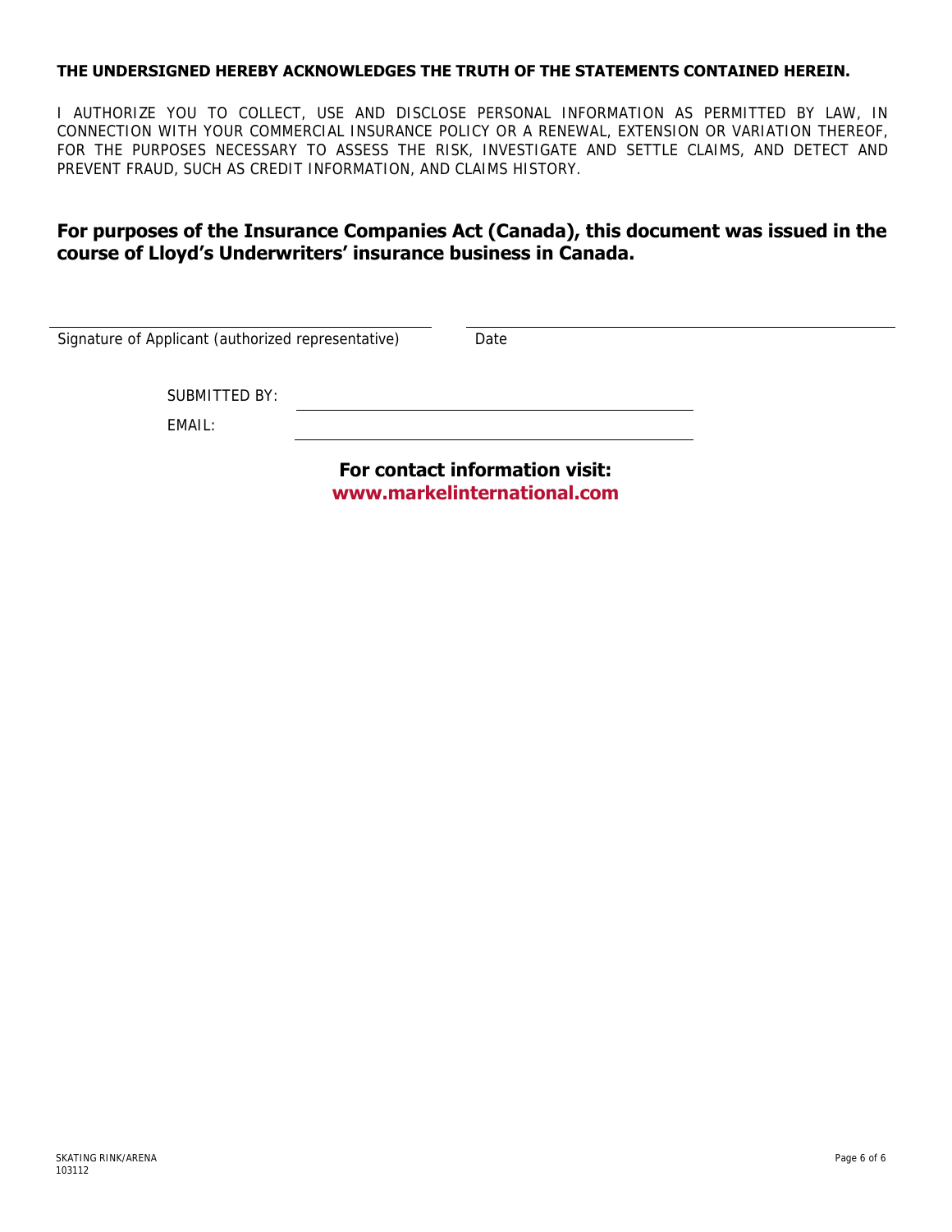**THE UNDERSIGNED HEREBY ACKNOWLEDGES THE TRUTH OF THE STATEMENTS CONTAINED HEREIN.**

I AUTHORIZE YOU TO COLLECT, USE AND DISCLOSE PERSONAL INFORMATION AS PERMITTED BY LAW, IN CONNECTION WITH YOUR COMMERCIAL INSURANCE POLICY OR A RENEWAL, EXTENSION OR VARIATION THEREOF, FOR THE PURPOSES NECESSARY TO ASSESS THE RISK, INVESTIGATE AND SETTLE CLAIMS, AND DETECT AND PREVENT FRAUD, SUCH AS CREDIT INFORMATION, AND CLAIMS HISTORY.

**For purposes of the Insurance Companies Act (Canada), this document was issued in the course of Lloyd's Underwriters' insurance business in Canada.**

\_\_\_\_\_\_\_\_\_\_\_\_\_\_\_\_\_\_\_\_\_\_\_\_\_\_\_\_\_\_\_\_\_\_\_\_\_\_\_\_ \_\_\_\_\_\_\_\_\_\_\_\_\_\_\_\_\_\_\_\_\_\_\_\_\_\_\_\_\_\_\_\_\_\_\_\_\_\_\_\_

Signature of Applicant (authorized representative) Date

SUBMITTED BY: \_\_\_\_\_\_\_\_\_\_\_\_\_\_\_\_\_\_\_\_\_\_\_\_\_\_\_\_\_\_\_\_\_\_\_\_\_\_\_\_

EMAIL: \_\_\_\_\_\_\_\_\_\_\_\_\_\_\_\_\_\_\_\_\_\_\_\_\_\_\_\_\_\_\_\_\_\_\_\_\_\_\_\_

**For contact information visit:**
**www.markelinternational.com**

SKATING RINK/ARENA
103112